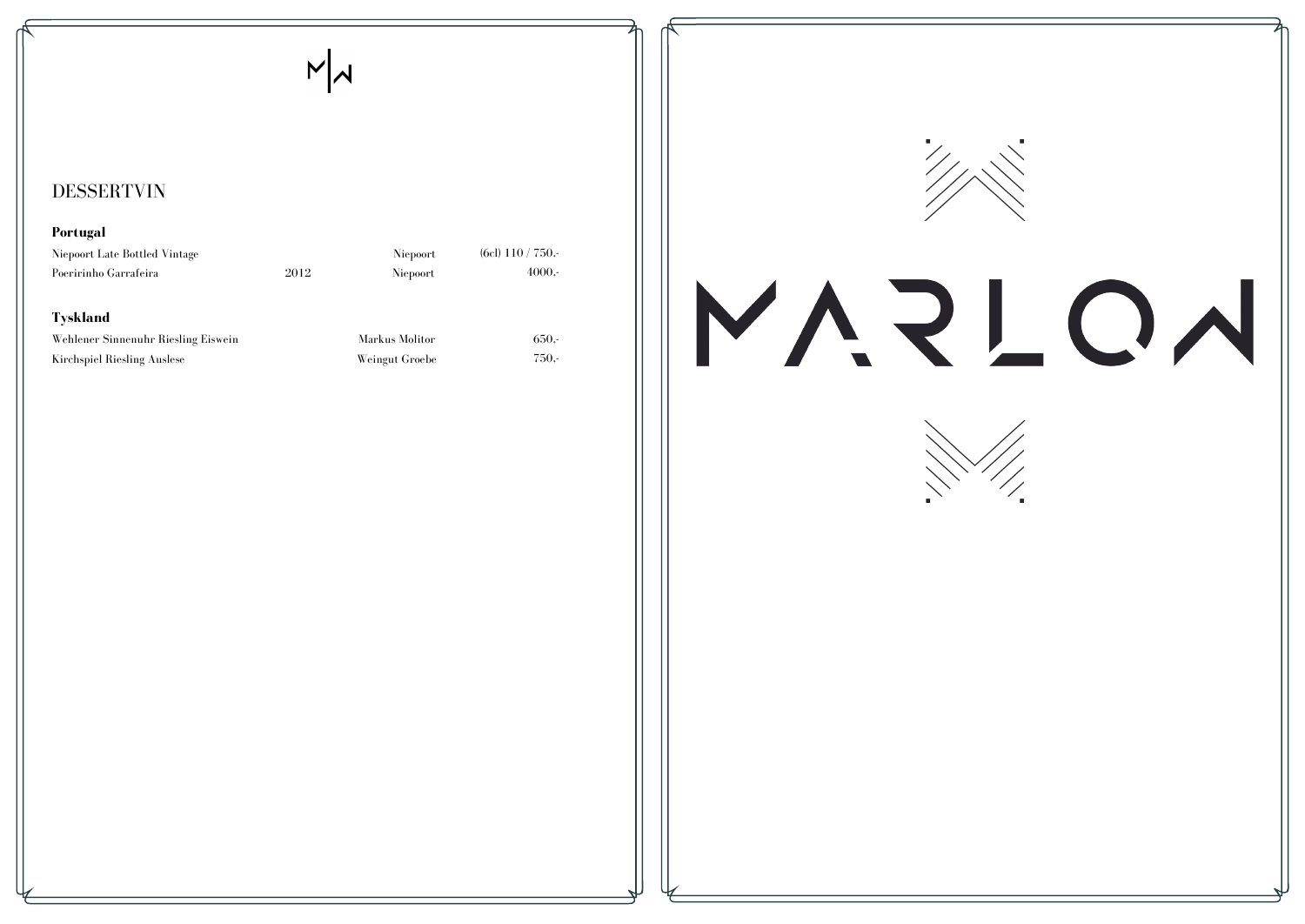# DESSERTVIN

## Portugal

| Wine | Vintage | Producer | Price |
|---|---|---|---|
| Niepoort Late Bottled Vintage | | Niepoort | (6cl) 110 / 750,- |
| Poeririnho Garrafeira | 2012 | Niepoort | 4000,- |

## Tyskland

| Wine | Vintage | Producer | Price |
|---|---|---|---|
| Wehlener Sinnenuhr Riesling Eiswein | | Markus Molitor | 650,- |
| Kirchspiel Riesling Auslese | | Weingut Groebe | 750,- |

MARLON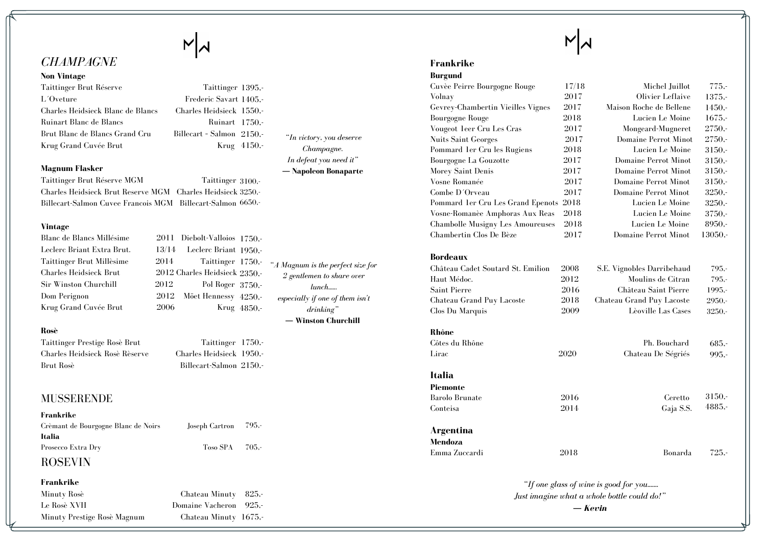# CHAMPAGNE

**Non Vintage**

| | | |
|---|---|---|
| Taittinger Brut Réserve | Taittinger | 1395,- |
| L´Oveture | Frederic Savart | 1405,- |
| Charles Heidsieck Blanc de Blancs | Charles Heidsieck | 1550,- |
| Ruinart Blanc de Blancs | Ruinart | 1750,- |
| Brut Blanc de Blancs Grand Cru | Billecart - Salmon | 2150,- |
| Krug Grand Cuvée Brut | Krug | 4150,- |

**Magnum Flasker**

| | | |
|---|---|---|
| Taittinger Brut Réserve MGM | Taittinger | 3100,- |
| Charles Heidsieck Brut Reserve MGM | Charles Heidsieck | 3250,- |
| Billecart-Salmon Cuvee Francois MGM | Billecart-Salmon | 6650,- |

**Vintage**

| | | | |
|---|---|---|---|
| Blanc de Blancs Millésime | 2011 | Diebolt-Valloios | 1750,- |
| Leclerc Briant Extra Brut. | 13/14 | Leclerc Briant | 1950,- |
| Taittinger Brut Millèsime | 2014 | Taittinger | 1750,- |
| Charles Heidsieck Brut | 2012 | Charles Heidsieck | 2350,- |
| Sir Winston Churchill | 2012 | Pol Roger | 3750,- |
| Dom Perignon | 2012 | Möet Hennessy | 4250,- |
| Krug Grand Cuvée Brut | 2006 | Krug | 4850,- |

**Rosè**

| | | |
|---|---|---|
| Taittinger Prestige Rosè Brut | Taittinger | 1750,- |
| Charles Heidsieck Rosè Rèserve | Charles Heidsieck | 1950,- |
| Brut Rosè | Billecart-Salmon | 2150,- |

*"In victory, you deserve Champagne. In defeat you need it"*
**— Napoleon Bonaparte**

*"A Magnum is the perfect size for 2 gentlemen to share over lunch...... especially if one of them isn't drinking"*
**— Winston Churchill**

# MUSSERENDE

**Frankrike**

| | | |
|---|---|---|
| Crèmant de Bourgogne Blanc de Noirs | Joseph Cartron | 795,- |

**Italia**

| | | |
|---|---|---|
| Prosecco Extra Dry | Toso SPA | 705,- |

# ROSEVIN

**Frankrike**

| | | |
|---|---|---|
| Minuty Rosè | Chateau Minuty | 825,- |
| Le Rosè XVII | Domaine Vacheron | 925,- |
| Minuty Prestige Rosè Magnum | Chateau Minuty | 1675,- |

## Frankrike

**Burgund**

| | | | |
|---|---|---|---|
| Cuvèe Peirre Bourgogne Rouge | 17/18 | Michel Juillot | 775,- |
| Volnay | 2017 | Olivier Leflaive | 1375,- |
| Gevrey-Chambertin Vieilles Vignes | 2017 | Maison Roche de Bellene | 1450,- |
| Bourgogne Rouge | 2018 | Lucien Le Moine | 1675,- |
| Vougeot 1eer Cru Les Cras | 2017 | Mongeard-Mugneret | 2750,- |
| Nuits Saint Georges | 2017 | Domaine Perrot Minot | 2750,- |
| Pommard 1er Cru les Rugiens | 2018 | Lucien Le Moine | 3150,- |
| Bourgogne La Gouzotte | 2017 | Domaine Perrot Minot | 3150,- |
| Morey Saint Denis | 2017 | Domaine Perrot Minot | 3150,- |
| Vosne Romanée | 2017 | Domaine Perrot Minot | 3150,- |
| Combe D´Orveau | 2017 | Domaine Perrot Minot | 3250,- |
| Pommard 1er Cru Les Grand Epenots | 2018 | Lucien Le Moine | 3250,- |
| Vosne-Romanèe Amphoras Aux Reas | 2018 | Lucien Le Moine | 3750,- |
| Chambolle Musigny Les Amoureuses | 2018 | Lucien Le Moine | 8950,- |
| Chambertin Clos De Bèze | 2017 | Domaine Perrot Minot | 13050,- |

**Bordeaux**

| | | | |
|---|---|---|---|
| Château Cadet Soutard St. Emilion | 2008 | S.E. Vignobles Darribehaud | 795,- |
| Haut Médoc. | 2012 | Moulins de Citran | 795,- |
| Saint Pierre | 2016 | Château Saint Pierre | 1995,- |
| Chateau Grand Puy Lacoste | 2018 | Chateau Grand Puy Lacoste | 2950,- |
| Clos Du Marquis | 2009 | Lèoville Las Cases | 3250,- |

**Rhône**

| | | | |
|---|---|---|---|
| Côtes du Rhône | | Ph. Bouchard | 685,- |
| Lirac | 2020 | Chateau De Ségriés | 995,- |

## Italia

**Piemonte**

| | | | |
|---|---|---|---|
| Barolo Brunate | 2016 | Ceretto | 3150,- |
| Conteisa | 2014 | Gaja S.S. | 4885,- |

## Argentina

**Mendoza**

| | | | |
|---|---|---|---|
| Emma Zuccardi | 2018 | Bonarda | 725,- |

*"If one glass of wine is good for you....... Just imagine what a whole bottle could do!"*
***— Kevin***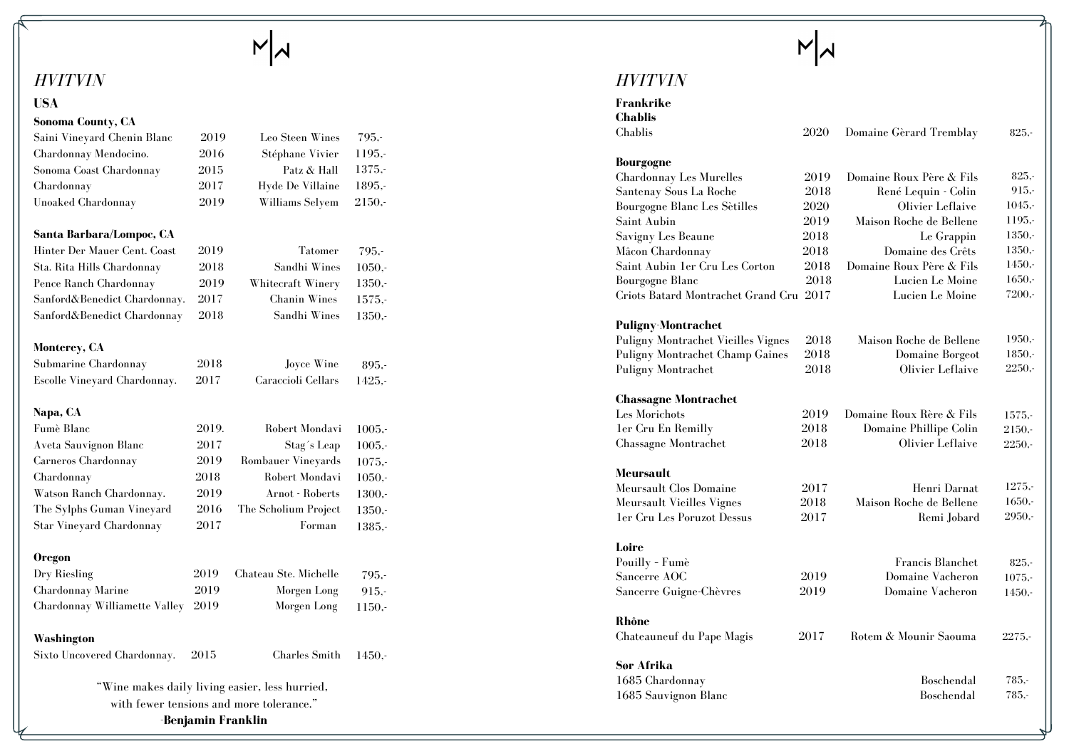# *HVITVIN*

## USA

### Sonoma County, CA

| Wine | Year | Producer | Price |
|---|---|---|---|
| Saini Vineyard Chenin Blanc | 2019 | Leo Steen Wines | 795,- |
| Chardonnay Mendocino. | 2016 | Stéphane Vivier | 1195,- |
| Sonoma Coast Chardonnay | 2015 | Patz & Hall | 1375,- |
| Chardonnay | 2017 | Hyde De Villaine | 1895,- |
| Unoaked Chardonnay | 2019 | Williams Selyem | 2150,- |

### Santa Barbara/Lompoc, CA

| Wine | Year | Producer | Price |
|---|---|---|---|
| Hinter Der Mauer Cent. Coast | 2019 | Tatomer | 795,- |
| Sta. Rita Hills Chardonnay | 2018 | Sandhi Wines | 1050,- |
| Pence Ranch Chardonnay | 2019 | Whitecraft Winery | 1350,- |
| Sanford&Benedict Chardonnay. | 2017 | Chanin Wines | 1575,- |
| Sanford&Benedict Chardonnay | 2018 | Sandhi Wines | 1350,- |

### Monterey, CA

| Wine | Year | Producer | Price |
|---|---|---|---|
| Submarine Chardonnay | 2018 | Joyce Wine | 895,- |
| Escolle Vineyard Chardonnay. | 2017 | Caraccioli Cellars | 1425,- |

### Napa, CA

| Wine | Year | Producer | Price |
|---|---|---|---|
| Fumè Blanc | 2019. | Robert Mondavi | 1005,- |
| Aveta Sauvignon Blanc | 2017 | Stag´s Leap | 1005,- |
| Carneros Chardonnay | 2019 | Rombauer Vineyards | 1075,- |
| Chardonnay | 2018 | Robert Mondavi | 1050,- |
| Watson Ranch Chardonnay. | 2019 | Arnot - Roberts | 1300,- |
| The Sylphs Guman Vineyard | 2016 | The Scholium Project | 1350,- |
| Star Vineyard Chardonnay | 2017 | Forman | 1385,- |

### Oregon

| Wine | Year | Producer | Price |
|---|---|---|---|
| Dry Riesling | 2019 | Chateau Ste. Michelle | 795,- |
| Chardonnay Marine | 2019 | Morgen Long | 915,- |
| Chardonnay Williamette Valley | 2019 | Morgen Long | 1150,- |

### Washington

| Wine | Year | Producer | Price |
|---|---|---|---|
| Sixto Uncovered Chardonnay. | 2015 | Charles Smith | 1450,- |

"Wine makes daily living easier, less hurried,
with fewer tensions and more tolerance."
-**Benjamin Franklin**

# *HVITVIN*

## Frankrike

### Chablis

| Wine | Year | Producer | Price |
|---|---|---|---|
| Chablis | 2020 | Domaine Gèrard Tremblay | 825,- |

### Bourgogne

| Wine | Year | Producer | Price |
|---|---|---|---|
| Chardonnay Les Murelles | 2019 | Domaine Roux Père & Fils | 825,- |
| Santenay Sous La Roche | 2018 | René Lequin - Colin | 915,- |
| Bourgogne Blanc Les Sètilles | 2020 | Olivier Leflaive | 1045,- |
| Saint Aubin | 2019 | Maison Roche de Bellene | 1195,- |
| Savigny Les Beaune | 2018 | Le Grappin | 1350,- |
| Mâcon Chardonnay | 2018 | Domaine des Crêts | 1350,- |
| Saint Aubin 1er Cru Les Corton | 2018 | Domaine Roux Père & Fils | 1450,- |
| Bourgogne Blanc | 2018 | Lucien Le Moine | 1650,- |
| Criots Batard Montrachet Grand Cru | 2017 | Lucien Le Moine | 7200,- |

### Puligny-Montrachet

| Wine | Year | Producer | Price |
|---|---|---|---|
| Puligny Montrachet Vieilles Vignes | 2018 | Maison Roche de Bellene | 1950,- |
| Puligny Montrachet Champ Gaines | 2018 | Domaine Borgeot | 1850,- |
| Puligny Montrachet | 2018 | Olivier Leflaive | 2250,- |

### Chassagne Montrachet

| Wine | Year | Producer | Price |
|---|---|---|---|
| Les Morichots | 2019 | Domaine Roux Rère & Fils | 1575,- |
| 1er Cru En Remilly | 2018 | Domaine Phillipe Colin | 2150,- |
| Chassagne Montrachet | 2018 | Olivier Leflaive | 2250,- |

### Meursault

| Wine | Year | Producer | Price |
|---|---|---|---|
| Meursault Clos Domaine | 2017 | Henri Darnat | 1275,- |
| Meursault Vieilles Vignes | 2018 | Maison Roche de Bellene | 1650,- |
| 1er Cru Les Poruzot Dessus | 2017 | Remi Jobard | 2950,- |

### Loire

| Wine | Year | Producer | Price |
|---|---|---|---|
| Pouilly - Fumè | | Francis Blanchet | 825,- |
| Sancerre AOC | 2019 | Domaine Vacheron | 1075,- |
| Sancerre Guigne-Chèvres | 2019 | Domaine Vacheron | 1450,- |

### Rhône

| Wine | Year | Producer | Price |
|---|---|---|---|
| Chateauneuf du Pape Magis | 2017 | Rotem & Mounir Saouma | 2275,- |

### Sør Afrika

| Wine | Year | Producer | Price |
|---|---|---|---|
| 1685 Chardonnay | | Boschendal | 785,- |
| 1685 Sauvignon Blanc | | Boschendal | 785,- |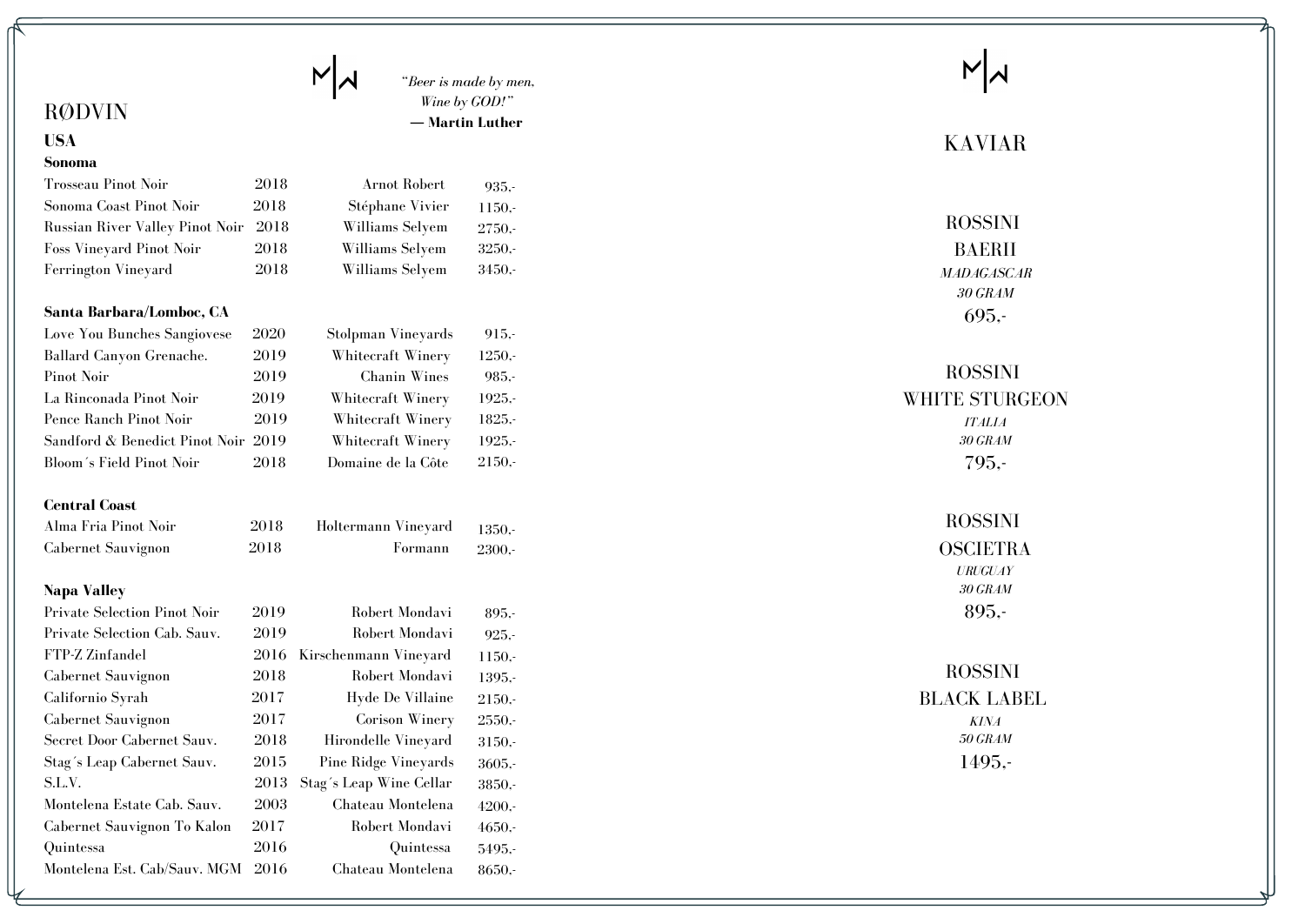# RØDVIN

*"Beer is made by men,
Wine by GOD!"*
**— Martin Luther**

## USA

### Sonoma

| | | | |
|---|---|---|---|
| Trosseau Pinot Noir | 2018 | Arnot Robert | 935,- |
| Sonoma Coast Pinot Noir | 2018 | Stéphane Vivier | 1150,- |
| Russian River Valley Pinot Noir | 2018 | Williams Selyem | 2750,- |
| Foss Vineyard Pinot Noir | 2018 | Williams Selyem | 3250,- |
| Ferrington Vineyard | 2018 | Williams Selyem | 3450,- |

### Santa Barbara/Lomboc, CA

| | | | |
|---|---|---|---|
| Love You Bunches Sangiovese | 2020 | Stolpman Vineyards | 915,- |
| Ballard Canyon Grenache. | 2019 | Whitecraft Winery | 1250,- |
| Pinot Noir | 2019 | Chanin Wines | 985,- |
| La Rinconada Pinot Noir | 2019 | Whitecraft Winery | 1925,- |
| Pence Ranch Pinot Noir | 2019 | Whitecraft Winery | 1825,- |
| Sandford & Benedict Pinot Noir | 2019 | Whitecraft Winery | 1925,- |
| Bloom´s Field Pinot Noir | 2018 | Domaine de la Côte | 2150,- |

### Central Coast

| | | | |
|---|---|---|---|
| Alma Fria Pinot Noir | 2018 | Holtermann Vineyard | 1350,- |
| Cabernet Sauvignon | 2018 | Formann | 2300,- |

### Napa Valley

| | | | |
|---|---|---|---|
| Private Selection Pinot Noir | 2019 | Robert Mondavi | 895,- |
| Private Selection Cab. Sauv. | 2019 | Robert Mondavi | 925,- |
| FTP-Z Zinfandel | 2016 | Kirschenmann Vineyard | 1150,- |
| Cabernet Sauvignon | 2018 | Robert Mondavi | 1395,- |
| Californio Syrah | 2017 | Hyde De Villaine | 2150,- |
| Cabernet Sauvignon | 2017 | Corison Winery | 2550,- |
| Secret Door Cabernet Sauv. | 2018 | Hirondelle Vineyard | 3150,- |
| Stag´s Leap Cabernet Sauv. | 2015 | Pine Ridge Vineyards | 3605,- |
| S.L.V. | 2013 | Stag´s Leap Wine Cellar | 3850,- |
| Montelena Estate Cab. Sauv. | 2003 | Chateau Montelena | 4200,- |
| Cabernet Sauvignon To Kalon | 2017 | Robert Mondavi | 4650,- |
| Quintessa | 2016 | Quintessa | 5495,- |
| Montelena Est. Cab/Sauv. MGM | 2016 | Chateau Montelena | 8650,- |

# KAVIAR

**ROSSINI
BAERII**
*MADAGASCAR*
*30 GRAM*
695,-

**ROSSINI
WHITE STURGEON**
*ITALIA*
*30 GRAM*
795,-

**ROSSINI
OSCIETRA**
*URUGUAY*
*30 GRAM*
895,-

**ROSSINI
BLACK LABEL**
*KINA*
*50 GRAM*
1495,-